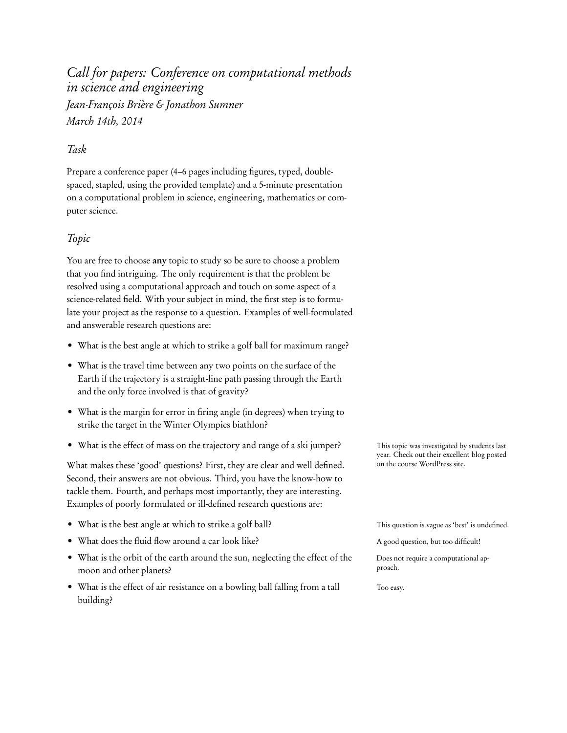# *Call for papers: Conference on computational methods in science and engineering*

*Jean-François Brière & Jonathon Sumner*

*March 14th, 2014*

## *Task*

Prepare a conference paper (4–6 pages including figures, typed, double-spaced, stapled, using the provided template) and a 5-minute presentation on a computational problem in science, engineering, mathematics or computer science.

## *Topic*

You are free to choose **any** topic to study so be sure to choose a problem that you find intriguing. The only requirement is that the problem be resolved using a computational approach and touch on some aspect of a science-related field. With your subject in mind, the first step is to formulate your project as the response to a question. Examples of well-formulated and answerable research questions are:

- What is the best angle at which to strike a golf ball for maximum range?
- What is the travel time between any two points on the surface of the Earth if the trajectory is a straight-line path passing through the Earth and the only force involved is that of gravity?
- What is the margin for error in firing angle (in degrees) when trying to strike the target in the Winter Olympics biathlon?
- What is the effect of mass on the trajectory and range of a ski jumper?

  This topic was investigated by students last year. Check out their excellent blog posted on the course WordPress site.

What makes these 'good' questions? First, they are clear and well defined. Second, their answers are not obvious. Third, you have the know-how to tackle them. Fourth, and perhaps most importantly, they are interesting. Examples of poorly formulated or ill-defined research questions are:

- What is the best angle at which to strike a golf ball?

  This question is vague as 'best' is undefined.
- What does the fluid flow around a car look like?

  A good question, but too difficult!
- What is the orbit of the earth around the sun, neglecting the effect of the moon and other planets?

  Does not require a computational approach.
- What is the effect of air resistance on a bowling ball falling from a tall building?

  Too easy.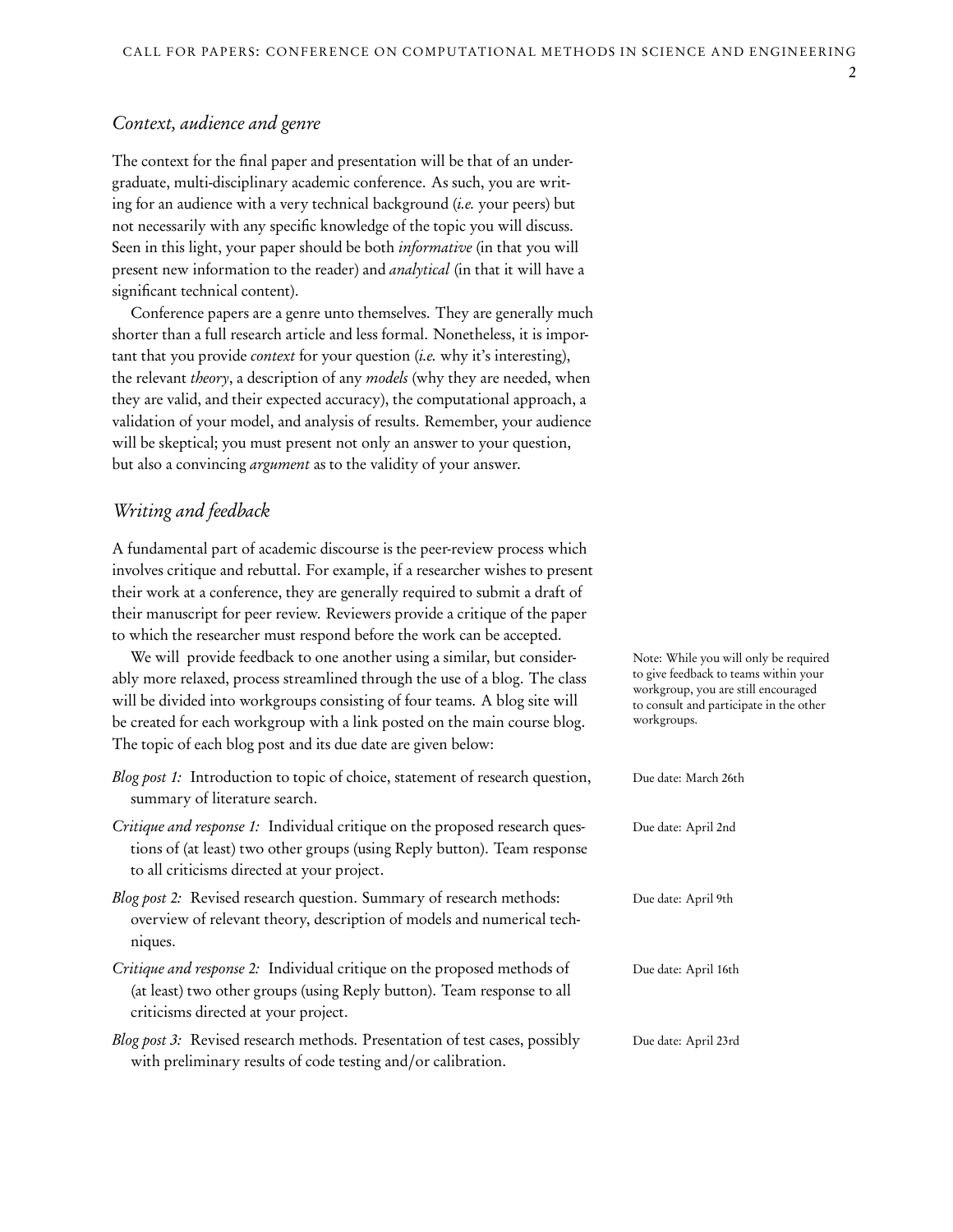## *Context, audience and genre*

The context for the final paper and presentation will be that of an undergraduate, multi-disciplinary academic conference. As such, you are writing for an audience with a very technical background (*i.e.* your peers) but not necessarily with any specific knowledge of the topic you will discuss. Seen in this light, your paper should be both *informative* (in that you will present new information to the reader) and *analytical* (in that it will have a significant technical content).

Conference papers are a genre unto themselves. They are generally much shorter than a full research article and less formal. Nonetheless, it is important that you provide *context* for your question (*i.e.* why it's interesting), the relevant *theory*, a description of any *models* (why they are needed, when they are valid, and their expected accuracy), the computational approach, a validation of your model, and analysis of results. Remember, your audience will be skeptical; you must present not only an answer to your question, but also a convincing *argument* as to the validity of your answer.

## *Writing and feedback*

A fundamental part of academic discourse is the peer-review process which involves critique and rebuttal. For example, if a researcher wishes to present their work at a conference, they are generally required to submit a draft of their manuscript for peer review. Reviewers provide a critique of the paper to which the researcher must respond before the work can be accepted.

We will provide feedback to one another using a similar, but considerably more relaxed, process streamlined through the use of a blog. The class will be divided into workgroups consisting of four teams. A blog site will be created for each workgroup with a link posted on the main course blog. The topic of each blog post and its due date are given below:

Note: While you will only be required to give feedback to teams within your workgroup, you are still encouraged to consult and participate in the other workgroups.

*Blog post 1:* Introduction to topic of choice, statement of research question, summary of literature search. — Due date: March 26th

*Critique and response 1:* Individual critique on the proposed research questions of (at least) two other groups (using Reply button). Team response to all criticisms directed at your project. — Due date: April 2nd

*Blog post 2:* Revised research question. Summary of research methods: overview of relevant theory, description of models and numerical techniques. — Due date: April 9th

*Critique and response 2:* Individual critique on the proposed methods of (at least) two other groups (using Reply button). Team response to all criticisms directed at your project. — Due date: April 16th

*Blog post 3:* Revised research methods. Presentation of test cases, possibly with preliminary results of code testing and/or calibration. — Due date: April 23rd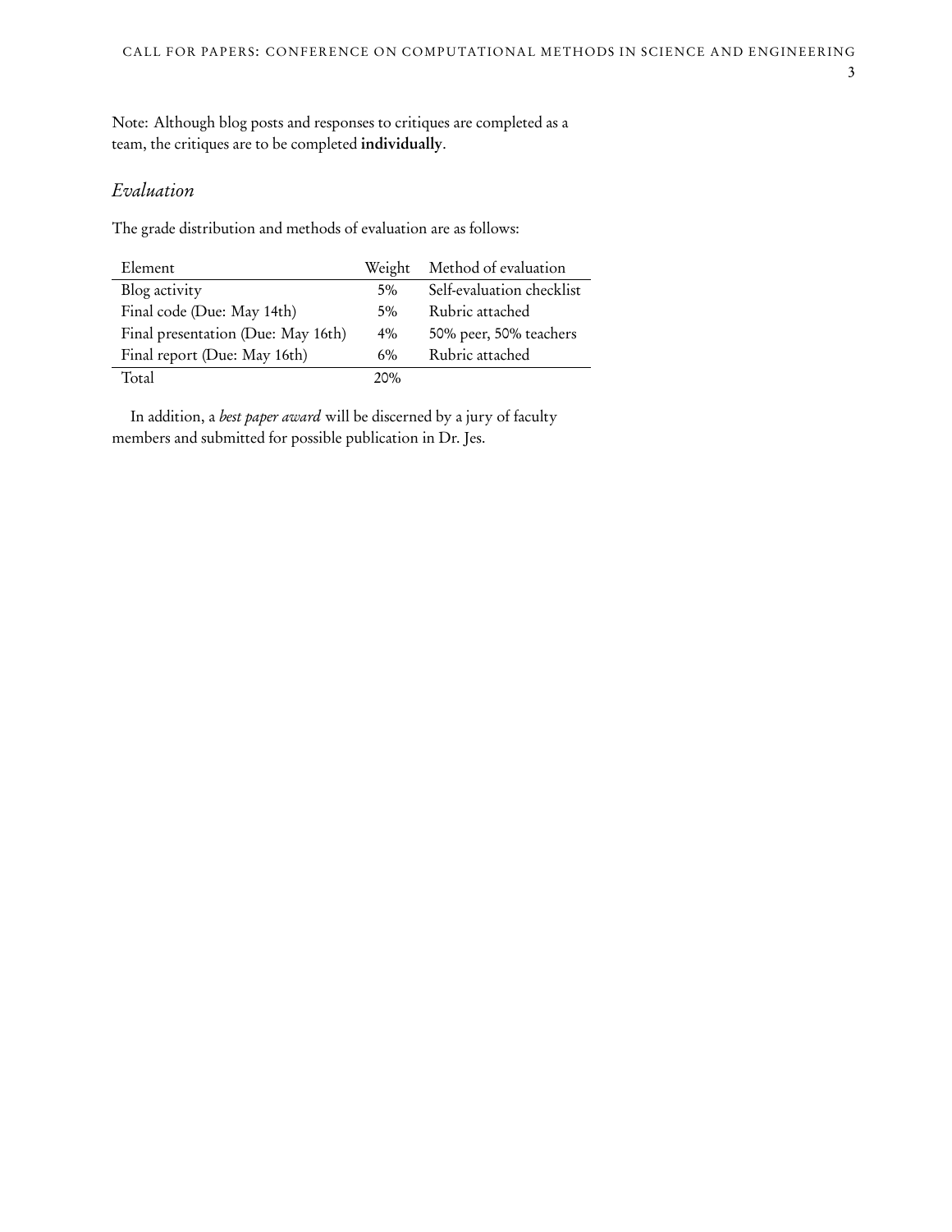Note: Although blog posts and responses to critiques are completed as a team, the critiques are to be completed **individually**.

## *Evaluation*

The grade distribution and methods of evaluation are as follows:

| Element | Weight | Method of evaluation |
|---|---|---|
| Blog activity | 5% | Self-evaluation checklist |
| Final code (Due: May 14th) | 5% | Rubric attached |
| Final presentation (Due: May 16th) | 4% | 50% peer, 50% teachers |
| Final report (Due: May 16th) | 6% | Rubric attached |
| Total | 20% | |

In addition, a *best paper award* will be discerned by a jury of faculty members and submitted for possible publication in Dr. Jes.